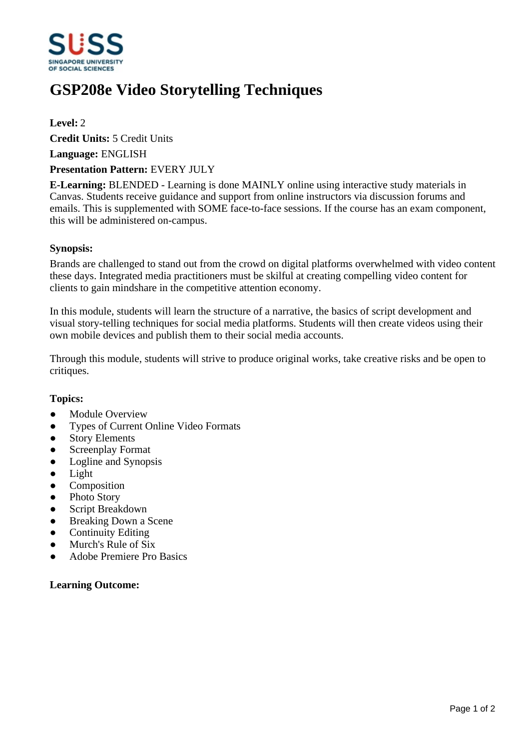# GSP208e Video Storytelling Techniques

**Level:** 2

**Credit Units:** 5 Credit Units

**Language:** ENGLISH

**Presentation Pattern:** EVERY JULY

**E-Learning:** BLENDED - Learning is done MAINLY online using interactive study materials in Canvas. Students receive guidance and support from online instructors via discussion forums and emails. This is supplemented with SOME face-to-face sessions. If the course has an exam component, this will be administered on-campus.

**Synopsis:**

Brands are challenged to stand out from the crowd on digital platforms overwhelmed with video content these days. Integrated media practitioners must be skilful at creating compelling video content for clients to gain mindshare in the competitive attention economy.

In this module, students will learn the structure of a narrative, the basics of script development and visual story-telling techniques for social media platforms. Students will then create videos using their own mobile devices and publish them to their social media accounts.

Through this module, students will strive to produce original works, take creative risks and be open to critiques.

**Topics:**

- Module Overview
- Types of Current Online Video Formats
- Story Elements
- Screenplay Format
- Logline and Synopsis
- Light
- Composition
- Photo Story
- Script Breakdown
- Breaking Down a Scene
- Continuity Editing
- Murch's Rule of Six
- Adobe Premiere Pro Basics

**Learning Outcome:**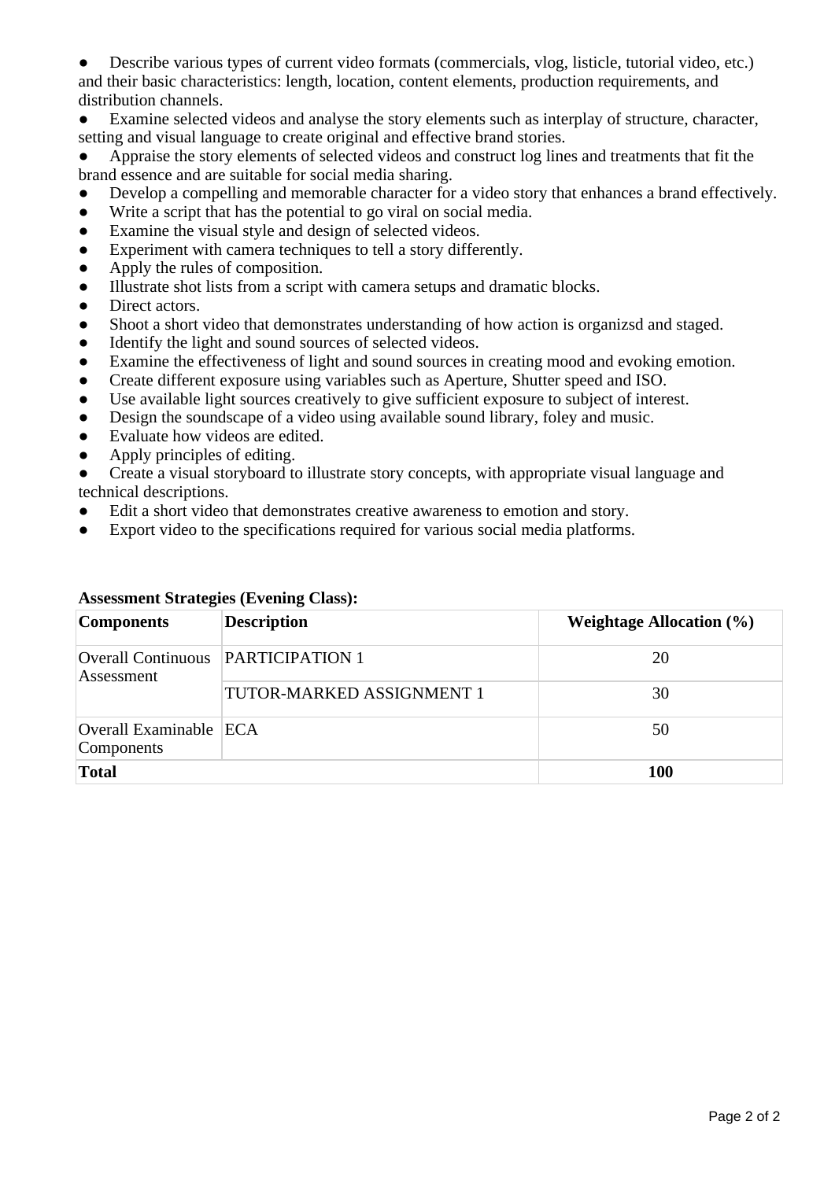- Describe various types of current video formats (commercials, vlog, listicle, tutorial video, etc.) and their basic characteristics: length, location, content elements, production requirements, and distribution channels.
- Examine selected videos and analyse the story elements such as interplay of structure, character, setting and visual language to create original and effective brand stories.
- Appraise the story elements of selected videos and construct log lines and treatments that fit the brand essence and are suitable for social media sharing.
- Develop a compelling and memorable character for a video story that enhances a brand effectively.
- Write a script that has the potential to go viral on social media.
- Examine the visual style and design of selected videos.
- Experiment with camera techniques to tell a story differently.
- Apply the rules of composition.
- Illustrate shot lists from a script with camera setups and dramatic blocks.
- Direct actors.
- Shoot a short video that demonstrates understanding of how action is organizsd and staged.
- Identify the light and sound sources of selected videos.
- Examine the effectiveness of light and sound sources in creating mood and evoking emotion.
- Create different exposure using variables such as Aperture, Shutter speed and ISO.
- Use available light sources creatively to give sufficient exposure to subject of interest.
- Design the soundscape of a video using available sound library, foley and music.
- Evaluate how videos are edited.
- Apply principles of editing.
- Create a visual storyboard to illustrate story concepts, with appropriate visual language and technical descriptions.
- Edit a short video that demonstrates creative awareness to emotion and story.
- Export video to the specifications required for various social media platforms.

**Assessment Strategies (Evening Class):**

| Components | Description | Weightage Allocation (%) |
|---|---|---|
| Overall Continuous Assessment | PARTICIPATION 1 | 20 |
| | TUTOR-MARKED ASSIGNMENT 1 | 30 |
| Overall Examinable Components | ECA | 50 |
| **Total** | | **100** |